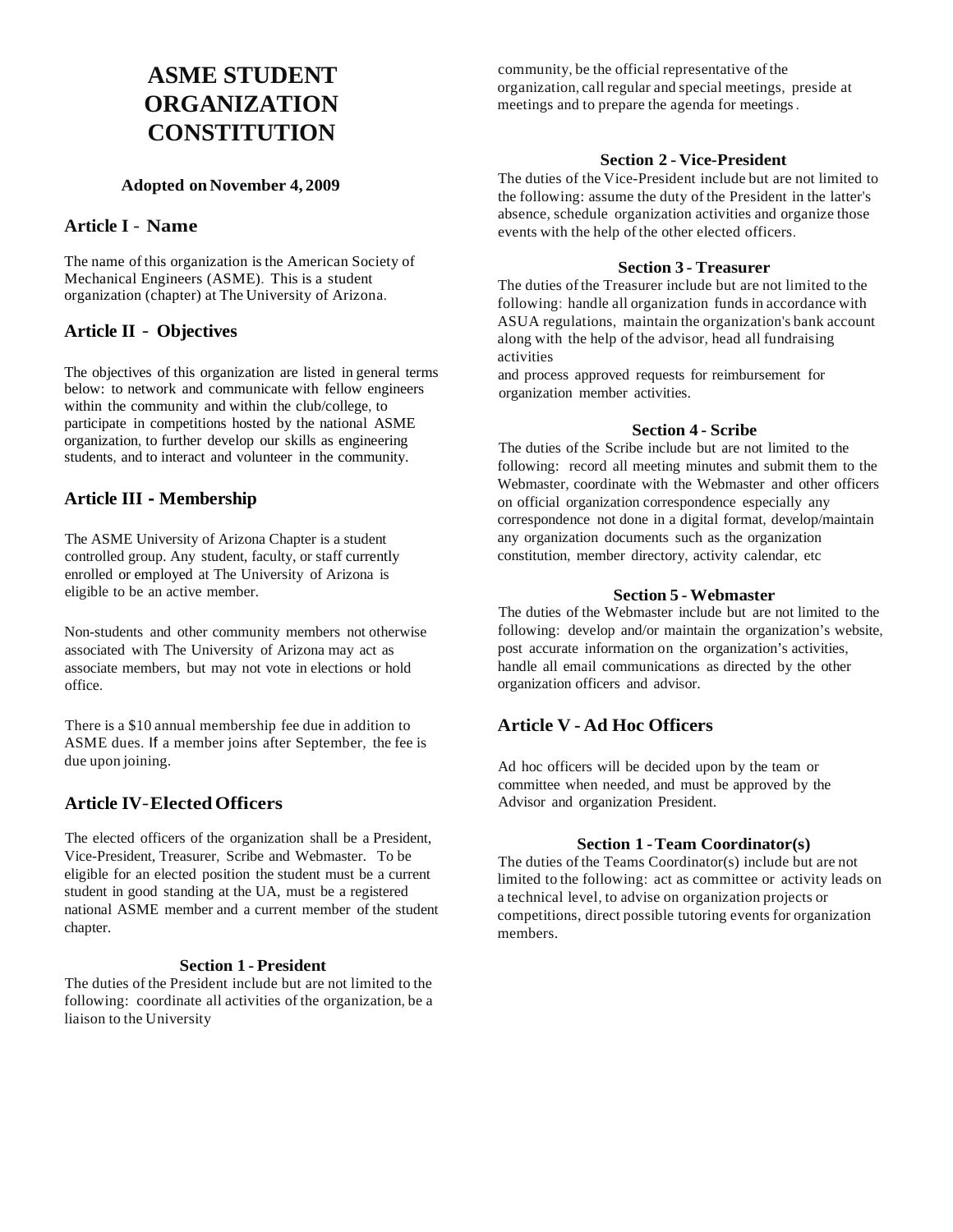# ASME STUDENT ORGANIZATION CONSTITUTION

**Adopted on November 4, 2009**

## Article I - Name

The name of this organization is the American Society of Mechanical Engineers (ASME). This is a student organization (chapter) at The University of Arizona.

## Article II - Objectives

The objectives of this organization are listed in general terms below: to network and communicate with fellow engineers within the community and within the club/college, to participate in competitions hosted by the national ASME organization, to further develop our skills as engineering students, and to interact and volunteer in the community.

## Article III - Membership

The ASME University of Arizona Chapter is a student controlled group. Any student, faculty, or staff currently enrolled or employed at The University of Arizona is eligible to be an active member.

Non-students and other community members not otherwise associated with The University of Arizona may act as associate members, but may not vote in elections or hold office.

There is a $10 annual membership fee due in addition to ASME dues. If a member joins after September, the fee is due upon joining.

## Article IV - Elected Officers

The elected officers of the organization shall be a President, Vice-President, Treasurer, Scribe and Webmaster. To be eligible for an elected position the student must be a current student in good standing at the UA, must be a registered national ASME member and a current member of the student chapter.

### Section 1 - President

The duties of the President include but are not limited to the following: coordinate all activities of the organization, be a liaison to the University community, be the official representative of the organization, call regular and special meetings, preside at meetings and to prepare the agenda for meetings.

### Section 2 - Vice-President

The duties of the Vice-President include but are not limited to the following: assume the duty of the President in the latter's absence, schedule organization activities and organize those events with the help of the other elected officers.

### Section 3 - Treasurer

The duties of the Treasurer include but are not limited to the following: handle all organization funds in accordance with ASUA regulations, maintain the organization's bank account along with the help of the advisor, head all fundraising activities and process approved requests for reimbursement for organization member activities.

### Section 4 - Scribe

The duties of the Scribe include but are not limited to the following: record all meeting minutes and submit them to the Webmaster, coordinate with the Webmaster and other officers on official organization correspondence especially any correspondence not done in a digital format, develop/maintain any organization documents such as the organization constitution, member directory, activity calendar, etc

### Section 5 - Webmaster

The duties of the Webmaster include but are not limited to the following: develop and/or maintain the organization's website, post accurate information on the organization's activities, handle all email communications as directed by the other organization officers and advisor.

## Article V - Ad Hoc Officers

Ad hoc officers will be decided upon by the team or committee when needed, and must be approved by the Advisor and organization President.

### Section 1 - Team Coordinator(s)

The duties of the Teams Coordinator(s) include but are not limited to the following: act as committee or activity leads on a technical level, to advise on organization projects or competitions, direct possible tutoring events for organization members.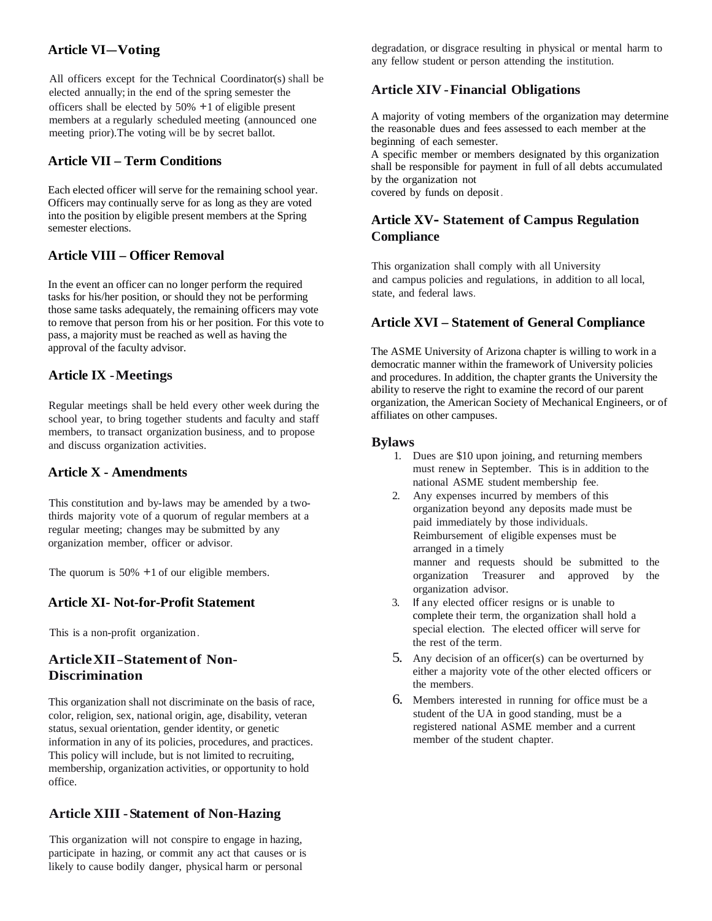## Article VI—Voting

All officers except for the Technical Coordinator(s) shall be elected annually; in the end of the spring semester the officers shall be elected by 50% +1 of eligible present members at a regularly scheduled meeting (announced one meeting prior).The voting will be by secret ballot.

## Article VII – Term Conditions

Each elected officer will serve for the remaining school year. Officers may continually serve for as long as they are voted into the position by eligible present members at the Spring semester elections.

## Article VIII – Officer Removal

In the event an officer can no longer perform the required tasks for his/her position, or should they not be performing those same tasks adequately, the remaining officers may vote to remove that person from his or her position. For this vote to pass, a majority must be reached as well as having the approval of the faculty advisor.

## Article IX - Meetings

Regular meetings shall be held every other week during the school year, to bring together students and faculty and staff members, to transact organization business, and to propose and discuss organization activities.

## Article X - Amendments

This constitution and by-laws may be amended by a two-thirds majority vote of a quorum of regular members at a regular meeting; changes may be submitted by any organization member, officer or advisor.

The quorum is 50% +1 of our eligible members.

## Article XI- Not-for-Profit Statement

This is a non-profit organization.

## Article XII–Statement of Non-Discrimination

This organization shall not discriminate on the basis of race, color, religion, sex, national origin, age, disability, veteran status, sexual orientation, gender identity, or genetic information in any of its policies, procedures, and practices. This policy will include, but is not limited to recruiting, membership, organization activities, or opportunity to hold office.

## Article XIII - Statement of Non-Hazing

This organization will not conspire to engage in hazing, participate in hazing, or commit any act that causes or is likely to cause bodily danger, physical harm or personal degradation, or disgrace resulting in physical or mental harm to any fellow student or person attending the institution.

## Article XIV - Financial Obligations

A majority of voting members of the organization may determine the reasonable dues and fees assessed to each member at the beginning of each semester.
A specific member or members designated by this organization shall be responsible for payment in full of all debts accumulated by the organization not
covered by funds on deposit.

## Article XV- Statement of Campus Regulation Compliance

This organization shall comply with all University and campus policies and regulations, in addition to all local, state, and federal laws.

## Article XVI – Statement of General Compliance

The ASME University of Arizona chapter is willing to work in a democratic manner within the framework of University policies and procedures. In addition, the chapter grants the University the ability to reserve the right to examine the record of our parent organization, the American Society of Mechanical Engineers, or of affiliates on other campuses.

## Bylaws

1. Dues are $10 upon joining, and returning members must renew in September. This is in addition to the national ASME student membership fee.
2. Any expenses incurred by members of this organization beyond any deposits made must be paid immediately by those individuals. Reimbursement of eligible expenses must be arranged in a timely manner and requests should be submitted to the organization Treasurer and approved by the organization advisor.
3. If any elected officer resigns or is unable to complete their term, the organization shall hold a special election. The elected officer will serve for the rest of the term.
5. Any decision of an officer(s) can be overturned by either a majority vote of the other elected officers or the members.
6. Members interested in running for office must be a student of the UA in good standing, must be a registered national ASME member and a current member of the student chapter.